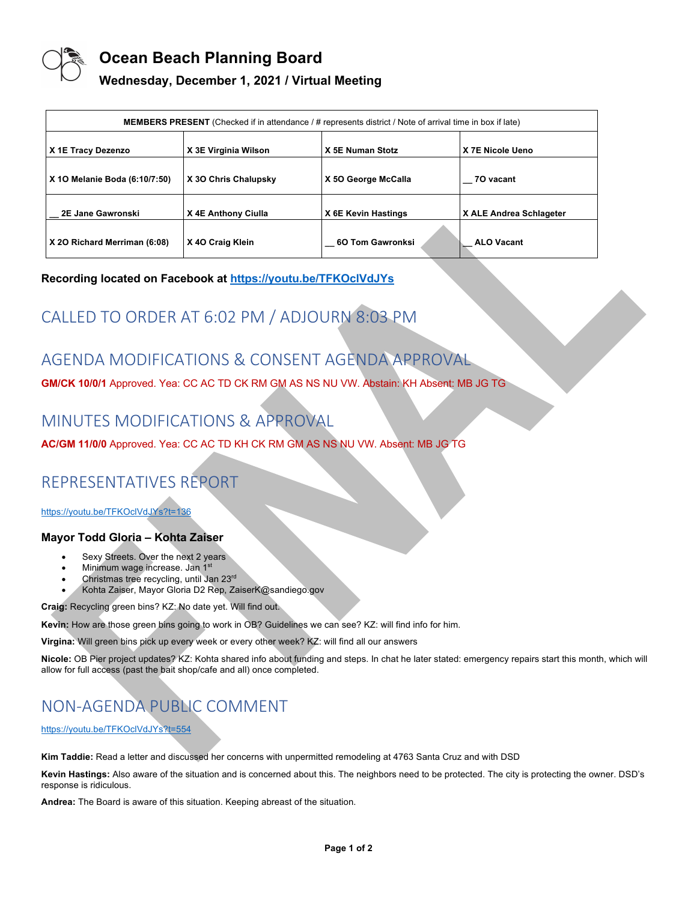# Ocean Beach Planning Board

## Wednesday, December 1, 2021 / Virtual Meeting

| MEMBERS PRESENT (Checked if in attendance / # represents district / Note of arrival time in box if late) | | | |
|---|---|---|---|
| X 1E Tracy Dezenzo | X 3E Virginia Wilson | X 5E Numan Stotz | X 7E Nicole Ueno |
| X 1O Melanie Boda (6:10/7:50) | X 3O Chris Chalupsky | X 5O George McCalla | __ 7O vacant |
| __ 2E Jane Gawronski | X 4E Anthony Ciulla | X 6E Kevin Hastings | X ALE Andrea Schlageter |
| X 2O Richard Merriman (6:08) | X 4O Craig Klein | __ 6O Tom Gawronksi | __ ALO Vacant |

**Recording located on Facebook at https://youtu.be/TFKOclVdJYs**

## CALLED TO ORDER AT 6:02 PM / ADJOURN 8:03 PM

## AGENDA MODIFICATIONS & CONSENT AGENDA APPROVAL

**GM/CK 10/0/1** Approved. Yea: CC AC TD CK RM GM AS NS NU VW. Abstain: KH Absent: MB JG TG

## MINUTES MODIFICATIONS & APPROVAL

**AC/GM 11/0/0** Approved. Yea: CC AC TD KH CK RM GM AS NS NU VW. Absent: MB JG TG

## REPRESENTATIVES REPORT

https://youtu.be/TFKOclVdJYs?t=136

### Mayor Todd Gloria – Kohta Zaiser

- Sexy Streets. Over the next 2 years
- Minimum wage increase. Jan 1st
- Christmas tree recycling, until Jan 23rd
- Kohta Zaiser, Mayor Gloria D2 Rep, ZaiserK@sandiego.gov

**Craig:** Recycling green bins? KZ: No date yet. Will find out.

**Kevin:** How are those green bins going to work in OB? Guidelines we can see? KZ: will find info for him.

**Virgina:** Will green bins pick up every week or every other week? KZ: will find all our answers

**Nicole:** OB Pier project updates? KZ: Kohta shared info about funding and steps. In chat he later stated: emergency repairs start this month, which will allow for full access (past the bait shop/cafe and all) once completed.

## NON-AGENDA PUBLIC COMMENT

https://youtu.be/TFKOclVdJYs?t=554

**Kim Taddie:** Read a letter and discussed her concerns with unpermitted remodeling at 4763 Santa Cruz and with DSD

**Kevin Hastings:** Also aware of the situation and is concerned about this. The neighbors need to be protected. The city is protecting the owner. DSD's response is ridiculous.

**Andrea:** The Board is aware of this situation. Keeping abreast of the situation.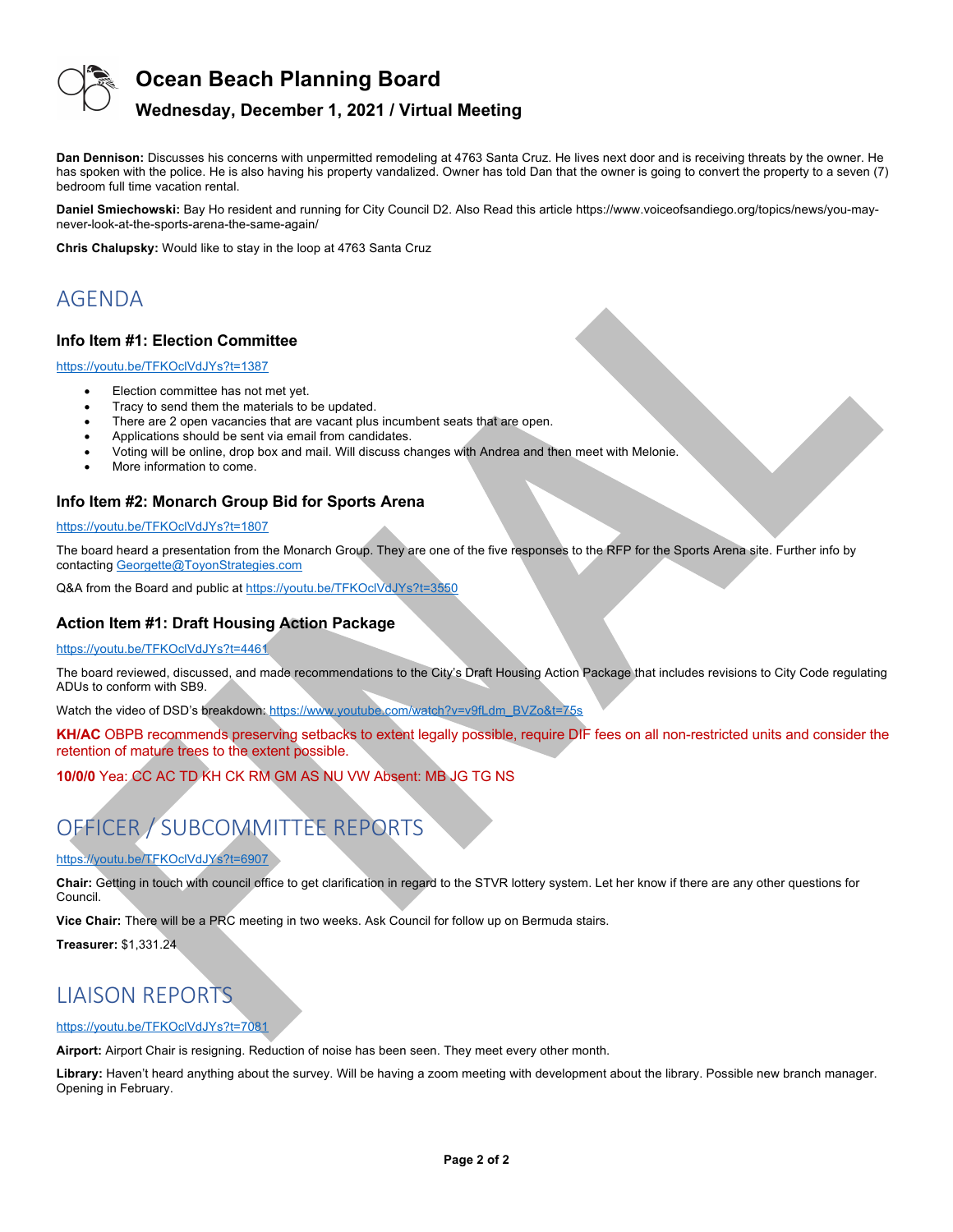# Ocean Beach Planning Board

## Wednesday, December 1, 2021 / Virtual Meeting

**Dan Dennison:** Discusses his concerns with unpermitted remodeling at 4763 Santa Cruz. He lives next door and is receiving threats by the owner. He has spoken with the police. He is also having his property vandalized. Owner has told Dan that the owner is going to convert the property to a seven (7) bedroom full time vacation rental.

**Daniel Smiechowski:** Bay Ho resident and running for City Council D2. Also Read this article https://www.voiceofsandiego.org/topics/news/you-may-never-look-at-the-sports-arena-the-same-again/

**Chris Chalupsky:** Would like to stay in the loop at 4763 Santa Cruz

## AGENDA

### Info Item #1: Election Committee

https://youtu.be/TFKOclVdJYs?t=1387

- Election committee has not met yet.
- Tracy to send them the materials to be updated.
- There are 2 open vacancies that are vacant plus incumbent seats that are open.
- Applications should be sent via email from candidates.
- Voting will be online, drop box and mail. Will discuss changes with Andrea and then meet with Melonie.
- More information to come.

### Info Item #2: Monarch Group Bid for Sports Arena

https://youtu.be/TFKOclVdJYs?t=1807

The board heard a presentation from the Monarch Group. They are one of the five responses to the RFP for the Sports Arena site. Further info by contacting Georgette@ToyonStrategies.com

Q&A from the Board and public at https://youtu.be/TFKOclVdJYs?t=3550

### Action Item #1: Draft Housing Action Package

https://youtu.be/TFKOclVdJYs?t=4461

The board reviewed, discussed, and made recommendations to the City's Draft Housing Action Package that includes revisions to City Code regulating ADUs to conform with SB9.

Watch the video of DSD's breakdown: https://www.youtube.com/watch?v=v9fLdm_BVZo&t=75s

**KH/AC** OBPB recommends preserving setbacks to extent legally possible, require DIF fees on all non-restricted units and consider the retention of mature trees to the extent possible.

**10/0/0** Yea: CC AC TD KH CK RM GM AS NU VW Absent: MB JG TG NS

## OFFICER / SUBCOMMITTEE REPORTS

https://youtu.be/TFKOclVdJYs?t=6907

**Chair:** Getting in touch with council office to get clarification in regard to the STVR lottery system. Let her know if there are any other questions for Council.

**Vice Chair:** There will be a PRC meeting in two weeks. Ask Council for follow up on Bermuda stairs.

**Treasurer:** $1,331.24

## LIAISON REPORTS

https://youtu.be/TFKOclVdJYs?t=7081

**Airport:** Airport Chair is resigning. Reduction of noise has been seen. They meet every other month.

**Library:** Haven't heard anything about the survey. Will be having a zoom meeting with development about the library. Possible new branch manager. Opening in February.